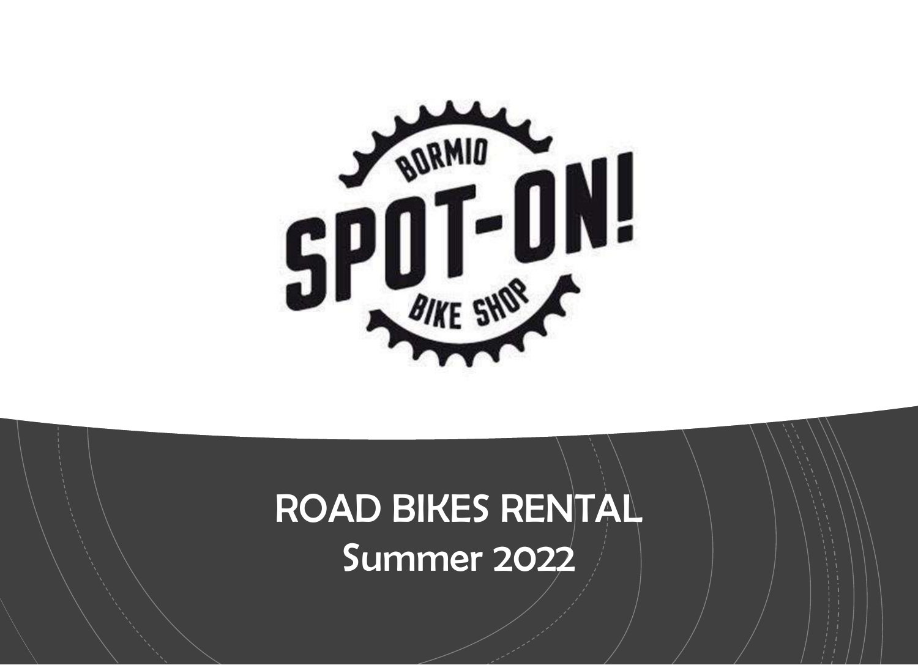BORMIO

SPOT-ON!

BIKE SHOP

# ROAD BIKES RENTAL

## Summer 2022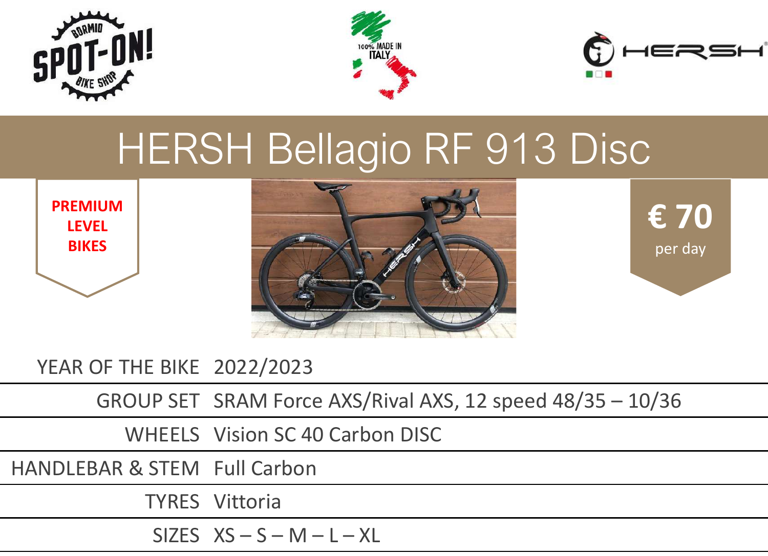# HERSH Bellagio RF 913 Disc

**PREMIUM LEVEL BIKES**

**€ 70** per day

| | |
|---|---|
| YEAR OF THE BIKE | 2022/2023 |
| GROUP SET | SRAM Force AXS/Rival AXS, 12 speed 48/35 – 10/36 |
| WHEELS | Vision SC 40 Carbon DISC |
| HANDLEBAR & STEM | Full Carbon |
| TYRES | Vittoria |
| SIZES | XS – S – M – L – XL |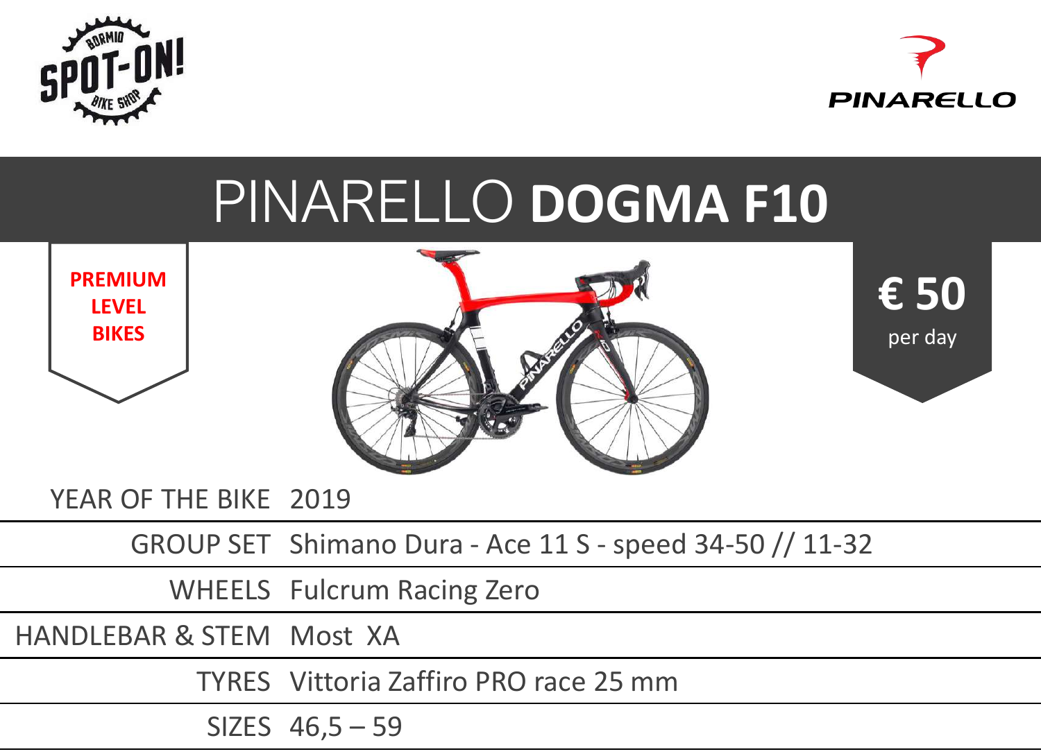# PINARELLO **DOGMA F10**

**PREMIUM LEVEL BIKES**

**€ 50**
per day

| | |
|---|---|
| YEAR OF THE BIKE | 2019 |
| GROUP SET | Shimano Dura - Ace 11 S - speed 34-50 // 11-32 |
| WHEELS | Fulcrum Racing Zero |
| HANDLEBAR & STEM | Most XA |
| TYRES | Vittoria Zaffiro PRO race 25 mm |
| SIZES | 46,5 – 59 |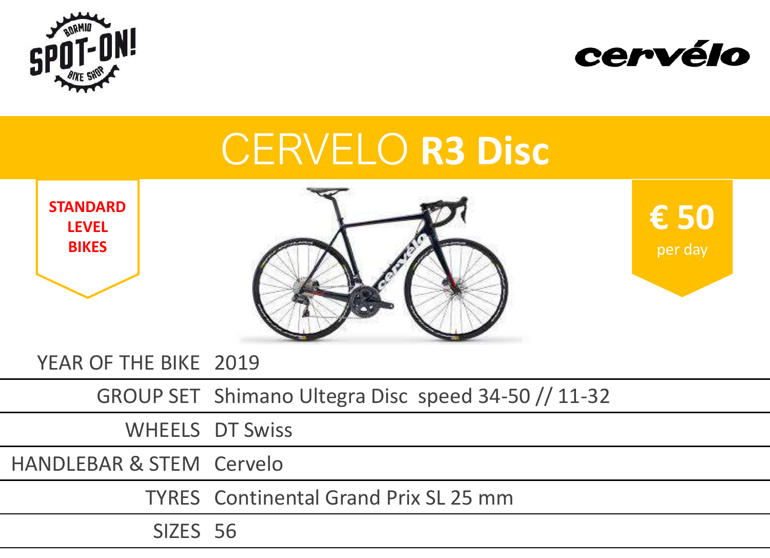# CERVELO **R3 Disc**

**STANDARD LEVEL BIKES**

**€ 50** per day

| | |
|---|---|
| YEAR OF THE BIKE | 2019 |
| GROUP SET | Shimano Ultegra Disc speed 34-50 // 11-32 |
| WHEELS | DT Swiss |
| HANDLEBAR & STEM | Cervelo |
| TYRES | Continental Grand Prix SL 25 mm |
| SIZES | 56 |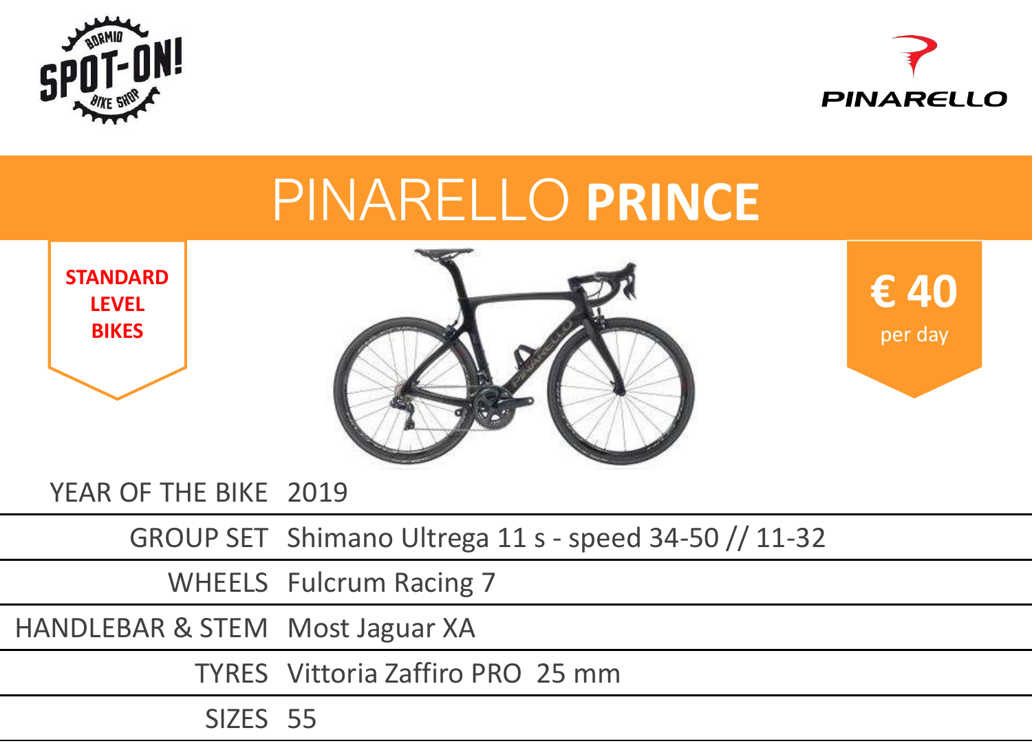# PINARELLO **PRINCE**

**STANDARD LEVEL BIKES**

**€ 40**
per day

| | |
|---|---|
| YEAR OF THE BIKE | 2019 |
| GROUP SET | Shimano Ultrega 11 s - speed 34-50 // 11-32 |
| WHEELS | Fulcrum Racing 7 |
| HANDLEBAR & STEM | Most Jaguar XA |
| TYRES | Vittoria Zaffiro PRO 25 mm |
| SIZES | 55 |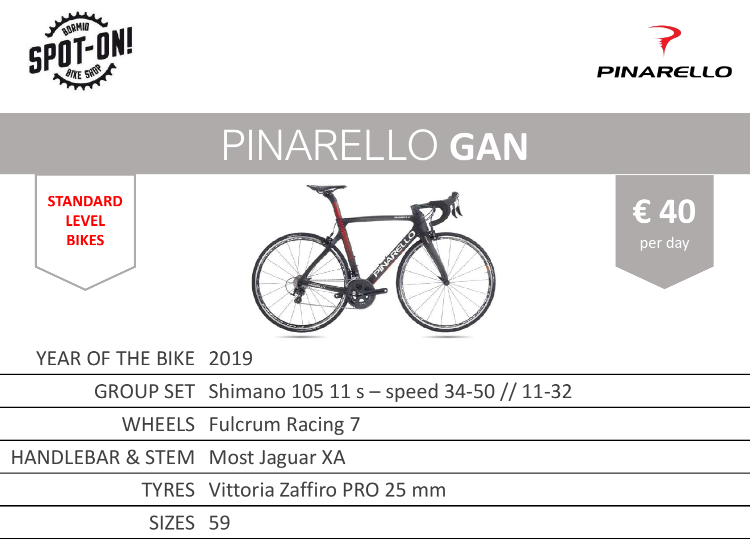# PINARELLO **GAN**

**STANDARD LEVEL BIKES**

**€ 40**
per day

| | |
|---|---|
| YEAR OF THE BIKE | 2019 |
| GROUP SET | Shimano 105 11 s – speed 34-50 // 11-32 |
| WHEELS | Fulcrum Racing 7 |
| HANDLEBAR & STEM | Most Jaguar XA |
| TYRES | Vittoria Zaffiro PRO 25 mm |
| SIZES | 59 |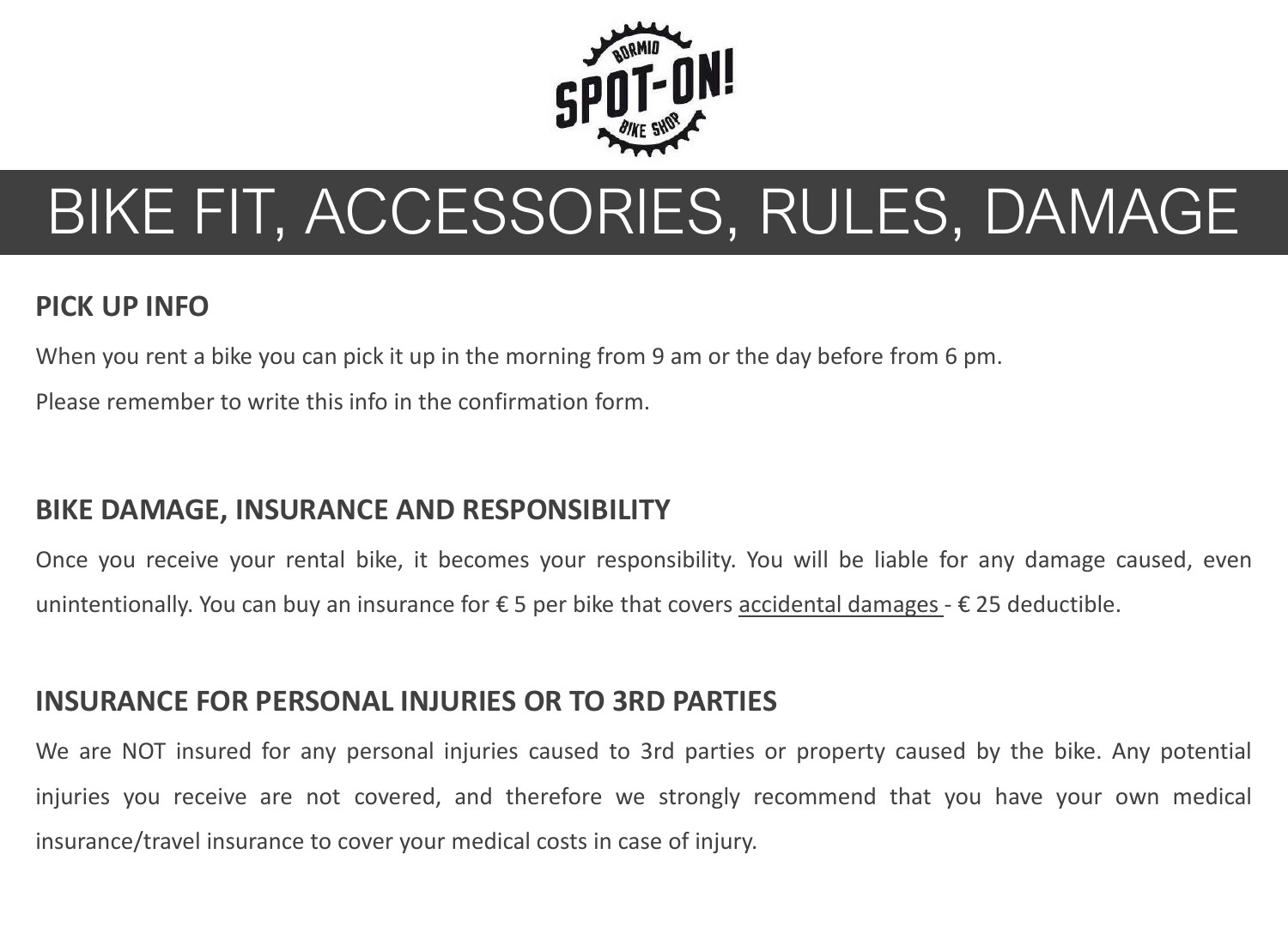# BIKE FIT, ACCESSORIES, RULES, DAMAGE

## PICK UP INFO

When you rent a bike you can pick it up in the morning from 9 am or the day before from 6 pm.

Please remember to write this info in the confirmation form.

## BIKE DAMAGE, INSURANCE AND RESPONSIBILITY

Once you receive your rental bike, it becomes your responsibility. You will be liable for any damage caused, even unintentionally. You can buy an insurance for € 5 per bike that covers accidental damages - € 25 deductible.

## INSURANCE FOR PERSONAL INJURIES OR TO 3RD PARTIES

We are NOT insured for any personal injuries caused to 3rd parties or property caused by the bike. Any potential injuries you receive are not covered, and therefore we strongly recommend that you have your own medical insurance/travel insurance to cover your medical costs in case of injury.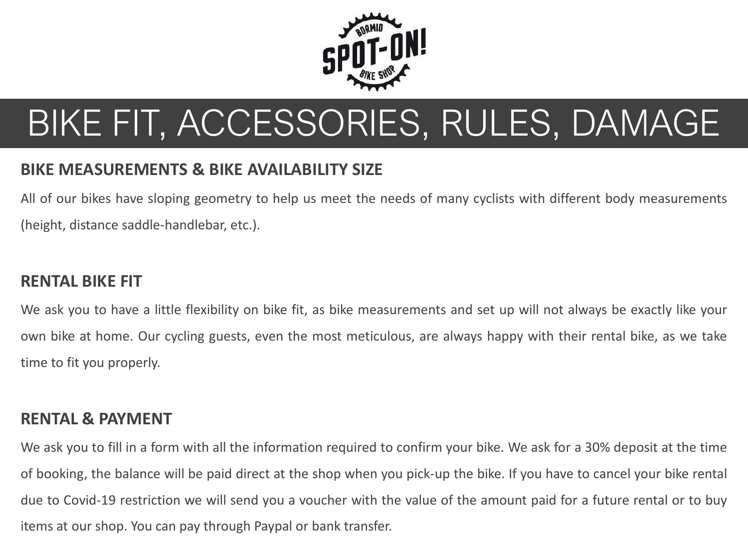# BIKE FIT, ACCESSORIES, RULES, DAMAGE

## BIKE MEASUREMENTS & BIKE AVAILABILITY SIZE

All of our bikes have sloping geometry to help us meet the needs of many cyclists with different body measurements (height, distance saddle-handlebar, etc.).

## RENTAL BIKE FIT

We ask you to have a little flexibility on bike fit, as bike measurements and set up will not always be exactly like your own bike at home. Our cycling guests, even the most meticulous, are always happy with their rental bike, as we take time to fit you properly.

## RENTAL & PAYMENT

We ask you to fill in a form with all the information required to confirm your bike. We ask for a 30% deposit at the time of booking, the balance will be paid direct at the shop when you pick-up the bike. If you have to cancel your bike rental due to Covid-19 restriction we will send you a voucher with the value of the amount paid for a future rental or to buy items at our shop. You can pay through Paypal or bank transfer.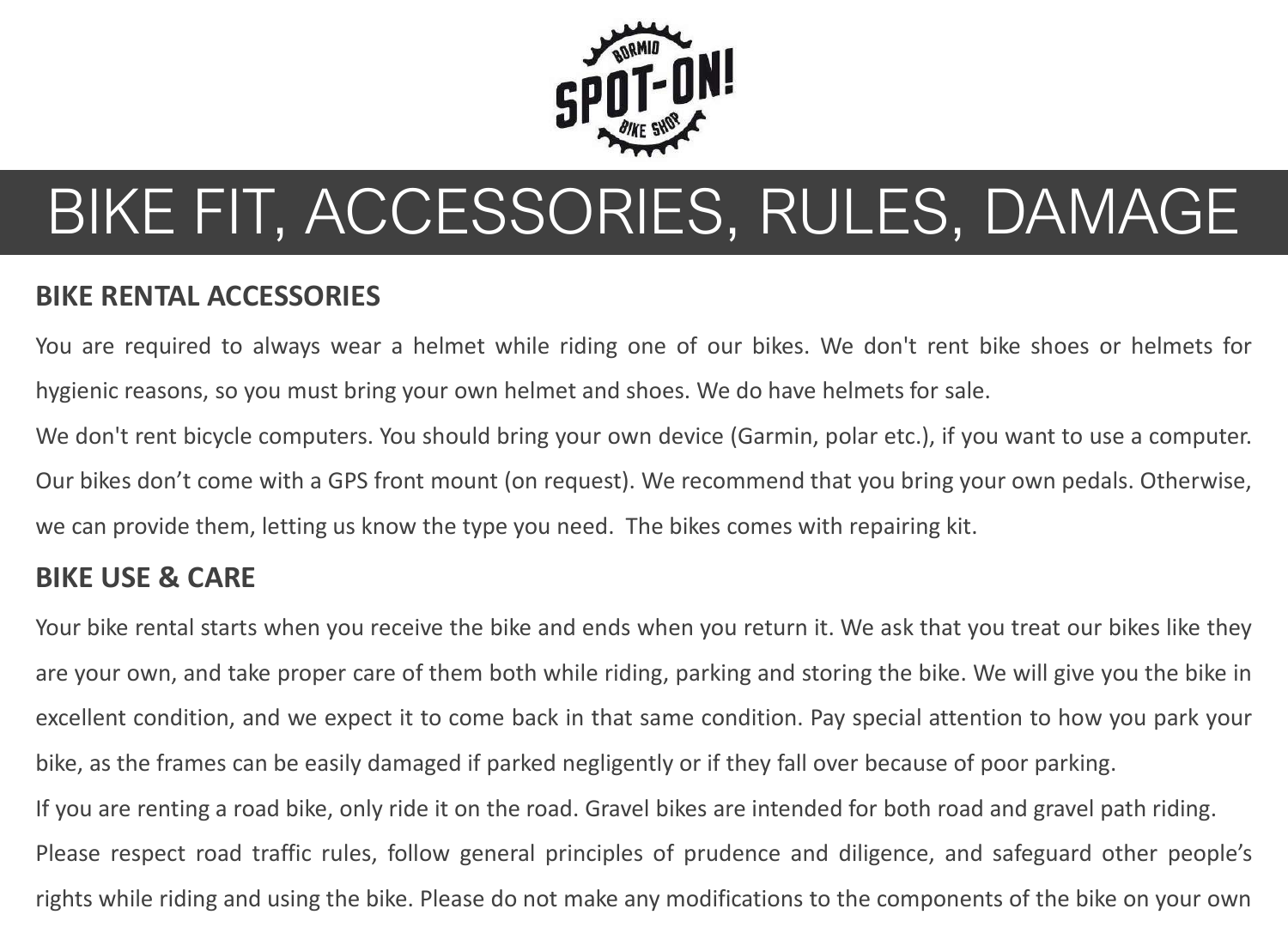# BIKE FIT, ACCESSORIES, RULES, DAMAGE

## BIKE RENTAL ACCESSORIES

You are required to always wear a helmet while riding one of our bikes. We don't rent bike shoes or helmets for hygienic reasons, so you must bring your own helmet and shoes. We do have helmets for sale.

We don't rent bicycle computers. You should bring your own device (Garmin, polar etc.), if you want to use a computer. Our bikes don't come with a GPS front mount (on request). We recommend that you bring your own pedals. Otherwise, we can provide them, letting us know the type you need. The bikes comes with repairing kit.

## BIKE USE & CARE

Your bike rental starts when you receive the bike and ends when you return it. We ask that you treat our bikes like they are your own, and take proper care of them both while riding, parking and storing the bike. We will give you the bike in excellent condition, and we expect it to come back in that same condition. Pay special attention to how you park your bike, as the frames can be easily damaged if parked negligently or if they fall over because of poor parking.

If you are renting a road bike, only ride it on the road. Gravel bikes are intended for both road and gravel path riding.

Please respect road traffic rules, follow general principles of prudence and diligence, and safeguard other people's rights while riding and using the bike. Please do not make any modifications to the components of the bike on your own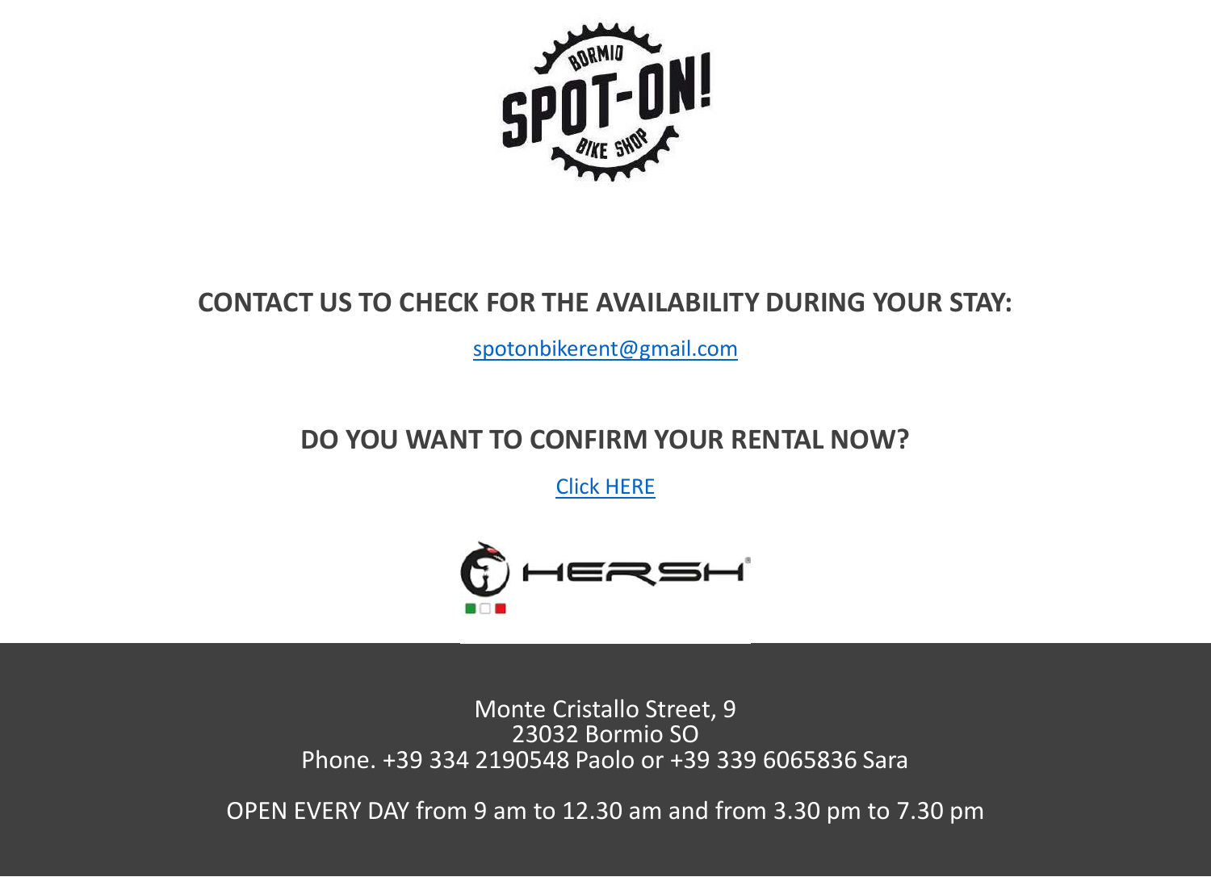## CONTACT US TO CHECK FOR THE AVAILABILITY DURING YOUR STAY:

spotonbikerent@gmail.com

## DO YOU WANT TO CONFIRM YOUR RENTAL NOW?

Click HERE

Monte Cristallo Street, 9
23032 Bormio SO
Phone. +39 334 2190548 Paolo or +39 339 6065836 Sara

OPEN EVERY DAY from 9 am to 12.30 am and from 3.30 pm to 7.30 pm